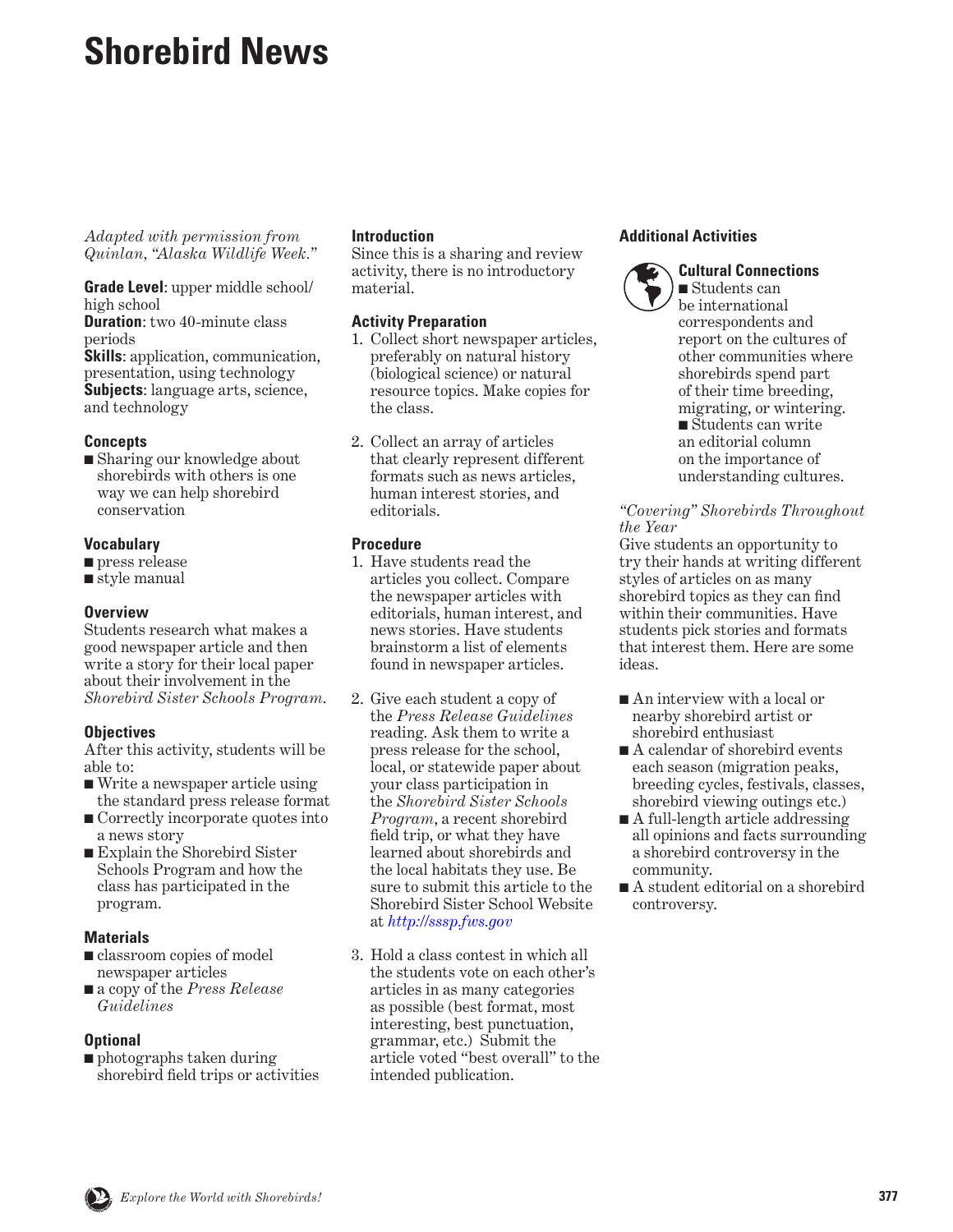# Shorebird News

*Adapted with permission from Quinlan, "Alaska Wildlife Week."*

**Grade Level**: upper middle school/ high school
**Duration**: two 40-minute class periods
**Skills**: application, communication, presentation, using technology
**Subjects**: language arts, science, and technology

### Concepts

- Sharing our knowledge about shorebirds with others is one way we can help shorebird conservation

### Vocabulary

- press release
- style manual

### Overview

Students research what makes a good newspaper article and then write a story for their local paper about their involvement in the *Shorebird Sister Schools Program.*

### Objectives

After this activity, students will be able to:

- Write a newspaper article using the standard press release format
- Correctly incorporate quotes into a news story
- Explain the Shorebird Sister Schools Program and how the class has participated in the program.

### Materials

- classroom copies of model newspaper articles
- a copy of the *Press Release Guidelines*

### Optional

- photographs taken during shorebird field trips or activities

### Introduction

Since this is a sharing and review activity, there is no introductory material.

### Activity Preparation

1. Collect short newspaper articles, preferably on natural history (biological science) or natural resource topics. Make copies for the class.

2. Collect an array of articles that clearly represent different formats such as news articles, human interest stories, and editorials.

### Procedure

1. Have students read the articles you collect. Compare the newspaper articles with editorials, human interest, and news stories. Have students brainstorm a list of elements found in newspaper articles.

2. Give each student a copy of the *Press Release Guidelines* reading. Ask them to write a press release for the school, local, or statewide paper about your class participation in the *Shorebird Sister Schools Program*, a recent shorebird field trip, or what they have learned about shorebirds and the local habitats they use. Be sure to submit this article to the Shorebird Sister School Website at http://sssp.fws.gov

3. Hold a class contest in which all the students vote on each other's articles in as many categories as possible (best format, most interesting, best punctuation, grammar, etc.) Submit the article voted "best overall" to the intended publication.

### Additional Activities

#### Cultural Connections

- Students can be international correspondents and report on the cultures of other communities where shorebirds spend part of their time breeding, migrating, or wintering.
- Students can write an editorial column on the importance of understanding cultures.

*"Covering" Shorebirds Throughout the Year*

Give students an opportunity to try their hands at writing different styles of articles on as many shorebird topics as they can find within their communities. Have students pick stories and formats that interest them. Here are some ideas.

- An interview with a local or nearby shorebird artist or shorebird enthusiast
- A calendar of shorebird events each season (migration peaks, breeding cycles, festivals, classes, shorebird viewing outings etc.)
- A full-length article addressing all opinions and facts surrounding a shorebird controversy in the community.
- A student editorial on a shorebird controversy.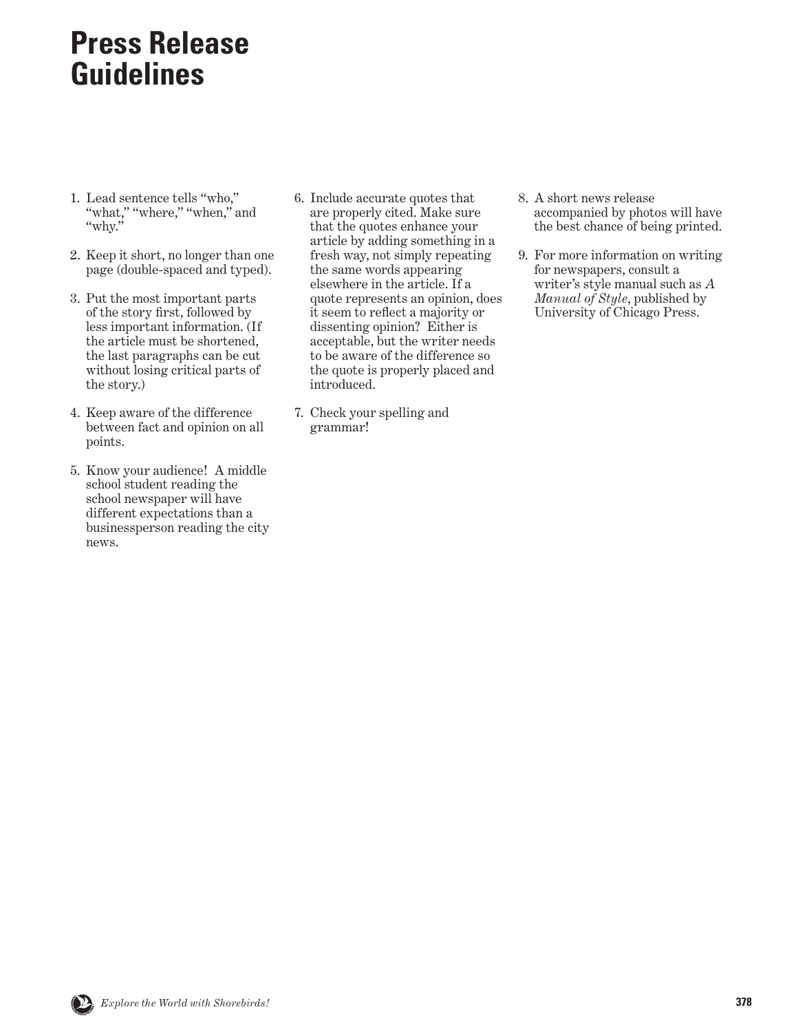# Press Release Guidelines

1. Lead sentence tells "who," "what," "where," "when," and "why."

2. Keep it short, no longer than one page (double-spaced and typed).

3. Put the most important parts of the story first, followed by less important information. (If the article must be shortened, the last paragraphs can be cut without losing critical parts of the story.)

4. Keep aware of the difference between fact and opinion on all points.

5. Know your audience! A middle school student reading the school newspaper will have different expectations than a businessperson reading the city news.

6. Include accurate quotes that are properly cited. Make sure that the quotes enhance your article by adding something in a fresh way, not simply repeating the same words appearing elsewhere in the article. If a quote represents an opinion, does it seem to reflect a majority or dissenting opinion? Either is acceptable, but the writer needs to be aware of the difference so the quote is properly placed and introduced.

7. Check your spelling and grammar!

8. A short news release accompanied by photos will have the best chance of being printed.

9. For more information on writing for newspapers, consult a writer's style manual such as *A Manual of Style*, published by University of Chicago Press.